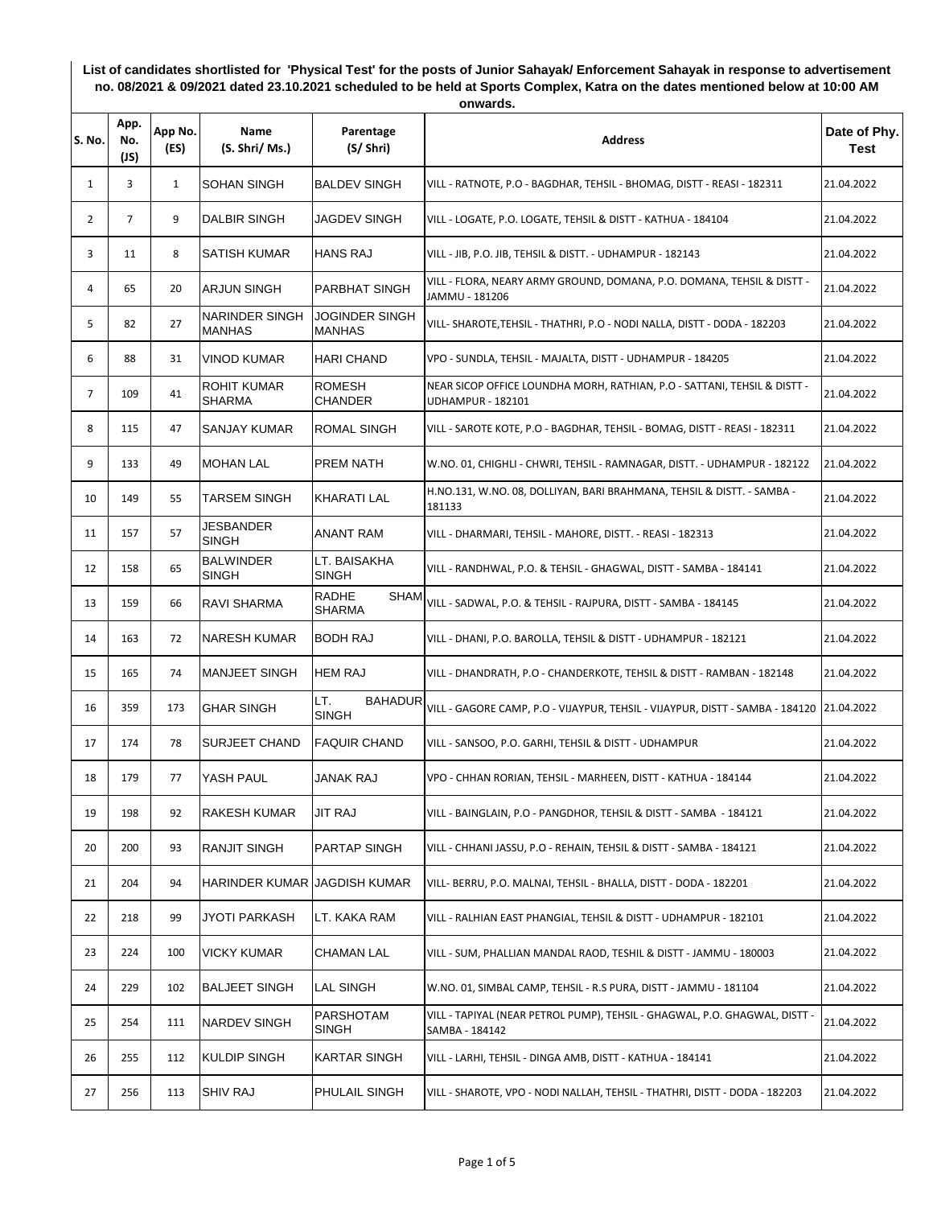**List of candidates shortlisted for 'Physical Test' for the posts of Junior Sahayak/ Enforcement Sahayak in response to advertisement no. 08/2021 & 09/2021 dated 23.10.2021 scheduled to be held at Sports Complex, Katra on the dates mentioned below at 10:00 AM onwards.**

| S. No. | App. No. (JS) | App No. (ES) | Name (S. Shri/ Ms.) | Parentage (S/ Shri) | Address | Date of Phy. Test |
|---|---|---|---|---|---|---|
| 1 | 3 | 1 | SOHAN SINGH | BALDEV SINGH | VILL - RATNOTE, P.O - BAGDHAR, TEHSIL - BHOMAG, DISTT - REASI - 182311 | 21.04.2022 |
| 2 | 7 | 9 | DALBIR SINGH | JAGDEV SINGH | VILL - LOGATE, P.O. LOGATE, TEHSIL & DISTT - KATHUA - 184104 | 21.04.2022 |
| 3 | 11 | 8 | SATISH KUMAR | HANS RAJ | VILL - JIB, P.O. JIB, TEHSIL & DISTT. - UDHAMPUR - 182143 | 21.04.2022 |
| 4 | 65 | 20 | ARJUN SINGH | PARBHAT SINGH | VILL - FLORA, NEARY ARMY GROUND, DOMANA, P.O. DOMANA, TEHSIL & DISTT - JAMMU - 181206 | 21.04.2022 |
| 5 | 82 | 27 | NARINDER SINGH MANHAS | JOGINDER SINGH MANHAS | VILL- SHAROTE,TEHSIL - THATHRI, P.O - NODI NALLA, DISTT - DODA - 182203 | 21.04.2022 |
| 6 | 88 | 31 | VINOD KUMAR | HARI CHAND | VPO - SUNDLA, TEHSIL - MAJALTA, DISTT - UDHAMPUR - 184205 | 21.04.2022 |
| 7 | 109 | 41 | ROHIT KUMAR SHARMA | ROMESH CHANDER | NEAR SICOP OFFICE LOUNDHA MORH, RATHIAN, P.O - SATTANI, TEHSIL & DISTT - UDHAMPUR - 182101 | 21.04.2022 |
| 8 | 115 | 47 | SANJAY KUMAR | ROMAL SINGH | VILL - SAROTE KOTE, P.O - BAGDHAR, TEHSIL - BOMAG, DISTT - REASI - 182311 | 21.04.2022 |
| 9 | 133 | 49 | MOHAN LAL | PREM NATH | W.NO. 01, CHIGHLI - CHWRI, TEHSIL - RAMNAGAR, DISTT. - UDHAMPUR - 182122 | 21.04.2022 |
| 10 | 149 | 55 | TARSEM SINGH | KHARATI LAL | H.NO.131, W.NO. 08, DOLLIYAN, BARI BRAHMANA, TEHSIL & DISTT. - SAMBA - 181133 | 21.04.2022 |
| 11 | 157 | 57 | JESBANDER SINGH | ANANT RAM | VILL - DHARMARI, TEHSIL - MAHORE, DISTT. - REASI - 182313 | 21.04.2022 |
| 12 | 158 | 65 | BALWINDER SINGH | LT. BAISAKHA SINGH | VILL - RANDHWAL, P.O. & TEHSIL - GHAGWAL, DISTT - SAMBA - 184141 | 21.04.2022 |
| 13 | 159 | 66 | RAVI SHARMA | RADHE SHAM SHARMA | VILL - SADWAL, P.O. & TEHSIL - RAJPURA, DISTT - SAMBA - 184145 | 21.04.2022 |
| 14 | 163 | 72 | NARESH KUMAR | BODH RAJ | VILL - DHANI, P.O. BAROLLA, TEHSIL & DISTT - UDHAMPUR - 182121 | 21.04.2022 |
| 15 | 165 | 74 | MANJEET SINGH | HEM RAJ | VILL - DHANDRATH, P.O - CHANDERKOTE, TEHSIL & DISTT - RAMBAN - 182148 | 21.04.2022 |
| 16 | 359 | 173 | GHAR SINGH | LT. BAHADUR SINGH | VILL - GAGORE CAMP, P.O - VIJAYPUR, TEHSIL - VIJAYPUR, DISTT - SAMBA - 184120 | 21.04.2022 |
| 17 | 174 | 78 | SURJEET CHAND | FAQUIR CHAND | VILL - SANSOO, P.O. GARHI, TEHSIL & DISTT - UDHAMPUR | 21.04.2022 |
| 18 | 179 | 77 | YASH PAUL | JANAK RAJ | VPO - CHHAN RORIAN, TEHSIL - MARHEEN, DISTT - KATHUA - 184144 | 21.04.2022 |
| 19 | 198 | 92 | RAKESH KUMAR | JIT RAJ | VILL - BAINGLAIN, P.O - PANGDHOR, TEHSIL & DISTT - SAMBA - 184121 | 21.04.2022 |
| 20 | 200 | 93 | RANJIT SINGH | PARTAP SINGH | VILL - CHHANI JASSU, P.O - REHAIN, TEHSIL & DISTT - SAMBA - 184121 | 21.04.2022 |
| 21 | 204 | 94 | HARINDER KUMAR | JAGDISH KUMAR | VILL- BERRU, P.O. MALNAI, TEHSIL - BHALLA, DISTT - DODA - 182201 | 21.04.2022 |
| 22 | 218 | 99 | JYOTI PARKASH | LT. KAKA RAM | VILL - RALHIAN EAST PHANGIAL, TEHSIL & DISTT - UDHAMPUR - 182101 | 21.04.2022 |
| 23 | 224 | 100 | VICKY KUMAR | CHAMAN LAL | VILL - SUM, PHALLIAN MANDAL RAOD, TESHIL & DISTT - JAMMU - 180003 | 21.04.2022 |
| 24 | 229 | 102 | BALJEET SINGH | LAL SINGH | W.NO. 01, SIMBAL CAMP, TEHSIL - R.S PURA, DISTT - JAMMU - 181104 | 21.04.2022 |
| 25 | 254 | 111 | NARDEV SINGH | PARSHOTAM SINGH | VILL - TAPIYAL (NEAR PETROL PUMP), TEHSIL - GHAGWAL, P.O. GHAGWAL, DISTT - SAMBA - 184142 | 21.04.2022 |
| 26 | 255 | 112 | KULDIP SINGH | KARTAR SINGH | VILL - LARHI, TEHSIL - DINGA AMB, DISTT - KATHUA - 184141 | 21.04.2022 |
| 27 | 256 | 113 | SHIV RAJ | PHULAIL SINGH | VILL - SHAROTE, VPO - NODI NALLAH, TEHSIL - THATHRI, DISTT - DODA - 182203 | 21.04.2022 |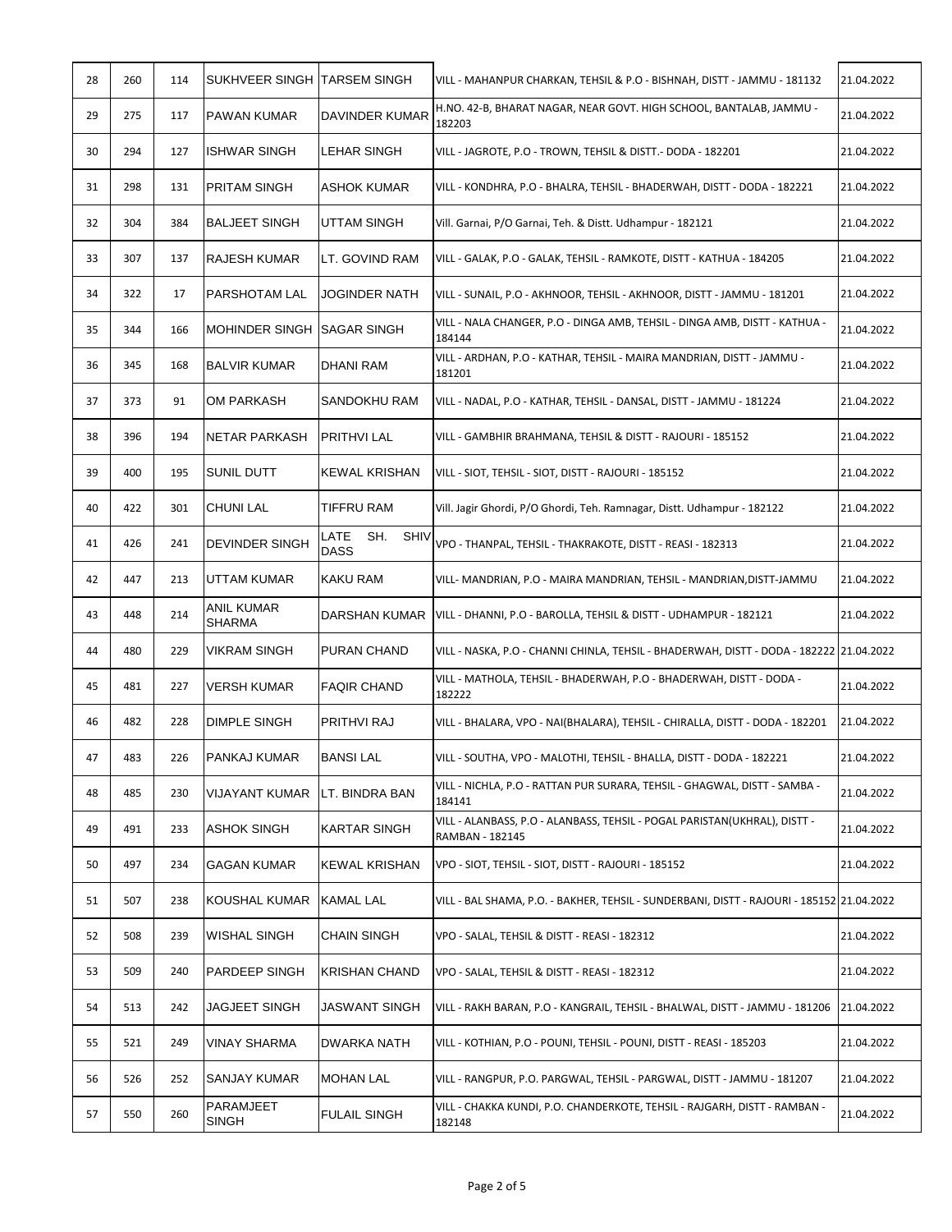| 28 | 260 | 114 | SUKHVEER SINGH | TARSEM SINGH | VILL - MAHANPUR CHARKAN, TEHSIL & P.O - BISHNAH, DISTT - JAMMU - 181132 | 21.04.2022 |
|---|---|---|---|---|---|---|
| 29 | 275 | 117 | PAWAN KUMAR | DAVINDER KUMAR | H.NO. 42-B, BHARAT NAGAR, NEAR GOVT. HIGH SCHOOL, BANTALAB, JAMMU - 182203 | 21.04.2022 |
| 30 | 294 | 127 | ISHWAR SINGH | LEHAR SINGH | VILL - JAGROTE, P.O - TROWN, TEHSIL & DISTT.- DODA - 182201 | 21.04.2022 |
| 31 | 298 | 131 | PRITAM SINGH | ASHOK KUMAR | VILL - KONDHRA, P.O - BHALRA, TEHSIL - BHADERWAH, DISTT - DODA - 182221 | 21.04.2022 |
| 32 | 304 | 384 | BALJEET SINGH | UTTAM SINGH | Vill. Garnai, P/O Garnai, Teh. & Distt. Udhampur - 182121 | 21.04.2022 |
| 33 | 307 | 137 | RAJESH KUMAR | LT. GOVIND RAM | VILL - GALAK, P.O - GALAK, TEHSIL - RAMKOTE, DISTT - KATHUA - 184205 | 21.04.2022 |
| 34 | 322 | 17 | PARSHOTAM LAL | JOGINDER NATH | VILL - SUNAIL, P.O - AKHNOOR, TEHSIL - AKHNOOR, DISTT - JAMMU - 181201 | 21.04.2022 |
| 35 | 344 | 166 | MOHINDER SINGH | SAGAR SINGH | VILL - NALA CHANGER, P.O - DINGA AMB, TEHSIL - DINGA AMB, DISTT - KATHUA - 184144 | 21.04.2022 |
| 36 | 345 | 168 | BALVIR KUMAR | DHANI RAM | VILL - ARDHAN, P.O - KATHAR, TEHSIL - MAIRA MANDRIAN, DISTT - JAMMU - 181201 | 21.04.2022 |
| 37 | 373 | 91 | OM PARKASH | SANDOKHU RAM | VILL - NADAL, P.O - KATHAR, TEHSIL - DANSAL, DISTT - JAMMU - 181224 | 21.04.2022 |
| 38 | 396 | 194 | NETAR PARKASH | PRITHVI LAL | VILL - GAMBHIR BRAHMANA, TEHSIL & DISTT - RAJOURI - 185152 | 21.04.2022 |
| 39 | 400 | 195 | SUNIL DUTT | KEWAL KRISHAN | VILL - SIOT, TEHSIL - SIOT, DISTT - RAJOURI - 185152 | 21.04.2022 |
| 40 | 422 | 301 | CHUNI LAL | TIFFRU RAM | Vill. Jagir Ghordi, P/O Ghordi, Teh. Ramnagar, Distt. Udhampur - 182122 | 21.04.2022 |
| 41 | 426 | 241 | DEVINDER SINGH | LATE SH. SHIV DASS | VPO - THANPAL, TEHSIL - THAKRAKOTE, DISTT - REASI - 182313 | 21.04.2022 |
| 42 | 447 | 213 | UTTAM KUMAR | KAKU RAM | VILL- MANDRIAN, P.O - MAIRA MANDRIAN, TEHSIL - MANDRIAN,DISTT-JAMMU | 21.04.2022 |
| 43 | 448 | 214 | ANIL KUMAR SHARMA | DARSHAN KUMAR | VILL - DHANNI, P.O - BAROLLA, TEHSIL & DISTT - UDHAMPUR - 182121 | 21.04.2022 |
| 44 | 480 | 229 | VIKRAM SINGH | PURAN CHAND | VILL - NASKA, P.O - CHANNI CHINLA, TEHSIL - BHADERWAH, DISTT - DODA - 182222 | 21.04.2022 |
| 45 | 481 | 227 | VERSH KUMAR | FAQIR CHAND | VILL - MATHOLA, TEHSIL - BHADERWAH, P.O - BHADERWAH, DISTT - DODA - 182222 | 21.04.2022 |
| 46 | 482 | 228 | DIMPLE SINGH | PRITHVI RAJ | VILL - BHALARA, VPO - NAI(BHALARA), TEHSIL - CHIRALLA, DISTT - DODA - 182201 | 21.04.2022 |
| 47 | 483 | 226 | PANKAJ KUMAR | BANSI LAL | VILL - SOUTHA, VPO - MALOTHI, TEHSIL - BHALLA, DISTT - DODA - 182221 | 21.04.2022 |
| 48 | 485 | 230 | VIJAYANT KUMAR | LT. BINDRA BAN | VILL - NICHLA, P.O - RATTAN PUR SURARA, TEHSIL - GHAGWAL, DISTT - SAMBA - 184141 | 21.04.2022 |
| 49 | 491 | 233 | ASHOK SINGH | KARTAR SINGH | VILL - ALANBASS, P.O - ALANBASS, TEHSIL - POGAL PARISTAN(UKHRAL), DISTT - RAMBAN - 182145 | 21.04.2022 |
| 50 | 497 | 234 | GAGAN KUMAR | KEWAL KRISHAN | VPO - SIOT, TEHSIL - SIOT, DISTT - RAJOURI - 185152 | 21.04.2022 |
| 51 | 507 | 238 | KOUSHAL KUMAR | KAMAL LAL | VILL - BAL SHAMA, P.O. - BAKHER, TEHSIL - SUNDERBANI, DISTT - RAJOURI - 185152 | 21.04.2022 |
| 52 | 508 | 239 | WISHAL SINGH | CHAIN SINGH | VPO - SALAL, TEHSIL & DISTT - REASI - 182312 | 21.04.2022 |
| 53 | 509 | 240 | PARDEEP SINGH | KRISHAN CHAND | VPO - SALAL, TEHSIL & DISTT - REASI - 182312 | 21.04.2022 |
| 54 | 513 | 242 | JAGJEET SINGH | JASWANT SINGH | VILL - RAKH BARAN, P.O - KANGRAIL, TEHSIL - BHALWAL, DISTT - JAMMU - 181206 | 21.04.2022 |
| 55 | 521 | 249 | VINAY SHARMA | DWARKA NATH | VILL - KOTHIAN, P.O - POUNI, TEHSIL - POUNI, DISTT - REASI - 185203 | 21.04.2022 |
| 56 | 526 | 252 | SANJAY KUMAR | MOHAN LAL | VILL - RANGPUR, P.O. PARGWAL, TEHSIL - PARGWAL, DISTT - JAMMU - 181207 | 21.04.2022 |
| 57 | 550 | 260 | PARAMJEET SINGH | FULAIL SINGH | VILL - CHAKKA KUNDI, P.O. CHANDERKOTE, TEHSIL - RAJGARH, DISTT - RAMBAN - 182148 | 21.04.2022 |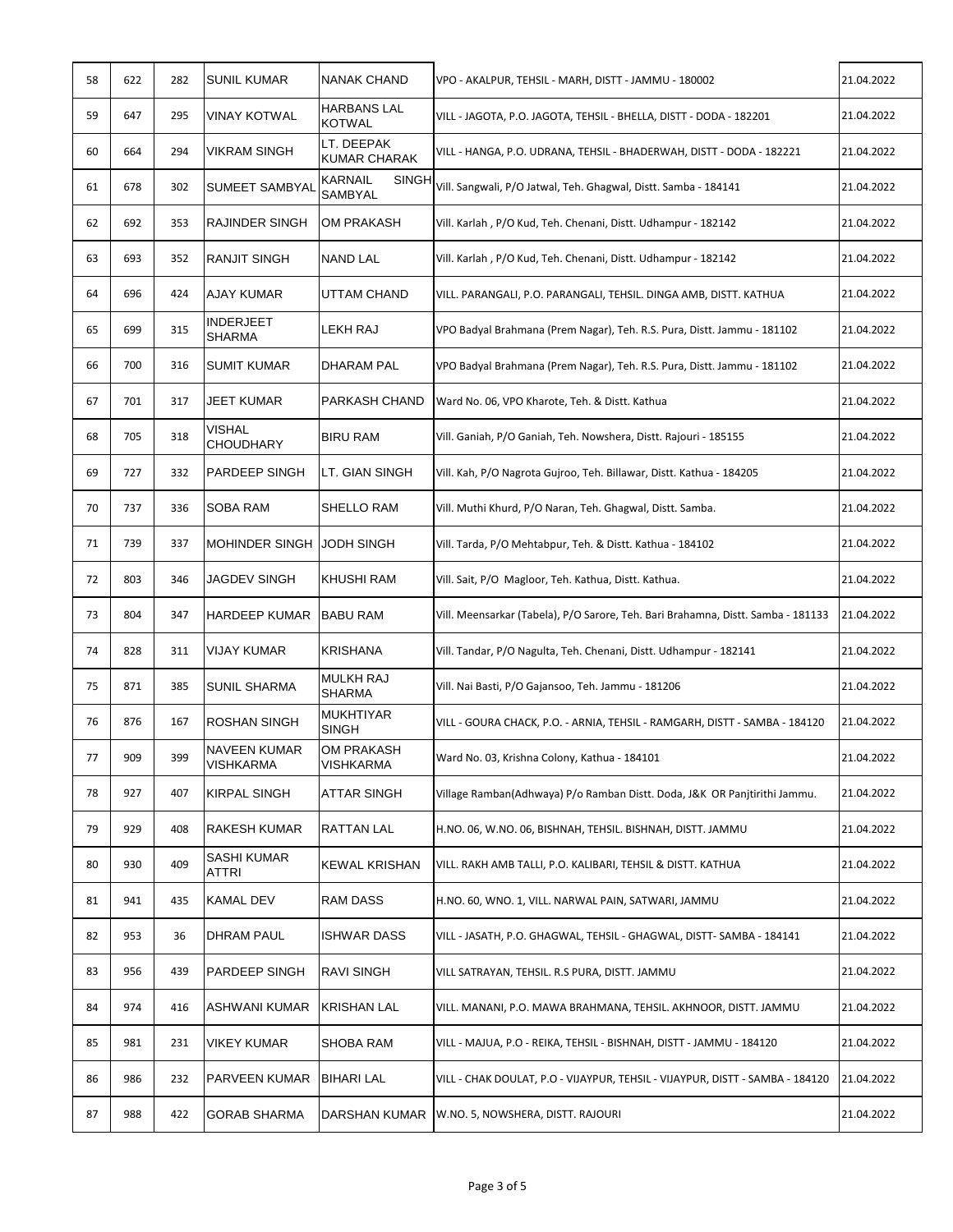| | | | | | | |
|---|---|---|---|---|---|---|
| 58 | 622 | 282 | SUNIL KUMAR | NANAK CHAND | VPO - AKALPUR, TEHSIL - MARH, DISTT - JAMMU - 180002 | 21.04.2022 |
| 59 | 647 | 295 | VINAY KOTWAL | HARBANS LAL KOTWAL | VILL - JAGOTA, P.O. JAGOTA, TEHSIL - BHELLA, DISTT - DODA - 182201 | 21.04.2022 |
| 60 | 664 | 294 | VIKRAM SINGH | LT. DEEPAK KUMAR CHARAK | VILL - HANGA, P.O. UDRANA, TEHSIL - BHADERWAH, DISTT - DODA - 182221 | 21.04.2022 |
| 61 | 678 | 302 | SUMEET SAMBYAL | KARNAIL SINGH SAMBYAL | Vill. Sangwali, P/O Jatwal, Teh. Ghagwal, Distt. Samba - 184141 | 21.04.2022 |
| 62 | 692 | 353 | RAJINDER SINGH | OM PRAKASH | Vill. Karlah , P/O Kud, Teh. Chenani, Distt. Udhampur - 182142 | 21.04.2022 |
| 63 | 693 | 352 | RANJIT SINGH | NAND LAL | Vill. Karlah , P/O Kud, Teh. Chenani, Distt. Udhampur - 182142 | 21.04.2022 |
| 64 | 696 | 424 | AJAY KUMAR | UTTAM CHAND | VILL. PARANGALI, P.O. PARANGALI, TEHSIL. DINGA AMB, DISTT. KATHUA | 21.04.2022 |
| 65 | 699 | 315 | INDERJEET SHARMA | LEKH RAJ | VPO Badyal Brahmana (Prem Nagar), Teh. R.S. Pura, Distt. Jammu - 181102 | 21.04.2022 |
| 66 | 700 | 316 | SUMIT KUMAR | DHARAM PAL | VPO Badyal Brahmana (Prem Nagar), Teh. R.S. Pura, Distt. Jammu - 181102 | 21.04.2022 |
| 67 | 701 | 317 | JEET KUMAR | PARKASH CHAND | Ward No. 06, VPO Kharote, Teh. & Distt. Kathua | 21.04.2022 |
| 68 | 705 | 318 | VISHAL CHOUDHARY | BIRU RAM | Vill. Ganiah, P/O Ganiah, Teh. Nowshera, Distt. Rajouri - 185155 | 21.04.2022 |
| 69 | 727 | 332 | PARDEEP SINGH | LT. GIAN SINGH | Vill. Kah, P/O Nagrota Gujroo, Teh. Billawar, Distt. Kathua - 184205 | 21.04.2022 |
| 70 | 737 | 336 | SOBA RAM | SHELLO RAM | Vill. Muthi Khurd, P/O Naran, Teh. Ghagwal, Distt. Samba. | 21.04.2022 |
| 71 | 739 | 337 | MOHINDER SINGH | JODH SINGH | Vill. Tarda, P/O Mehtabpur, Teh. & Distt. Kathua - 184102 | 21.04.2022 |
| 72 | 803 | 346 | JAGDEV SINGH | KHUSHI RAM | Vill. Sait, P/O Magloor, Teh. Kathua, Distt. Kathua. | 21.04.2022 |
| 73 | 804 | 347 | HARDEEP KUMAR | BABU RAM | Vill. Meensarkar (Tabela), P/O Sarore, Teh. Bari Brahamna, Distt. Samba - 181133 | 21.04.2022 |
| 74 | 828 | 311 | VIJAY KUMAR | KRISHANA | Vill. Tandar, P/O Nagulta, Teh. Chenani, Distt. Udhampur - 182141 | 21.04.2022 |
| 75 | 871 | 385 | SUNIL SHARMA | MULKH RAJ SHARMA | Vill. Nai Basti, P/O Gajansoo, Teh. Jammu - 181206 | 21.04.2022 |
| 76 | 876 | 167 | ROSHAN SINGH | MUKHTIYAR SINGH | VILL - GOURA CHACK, P.O. - ARNIA, TEHSIL - RAMGARH, DISTT - SAMBA - 184120 | 21.04.2022 |
| 77 | 909 | 399 | NAVEEN KUMAR VISHKARMA | OM PRAKASH VISHKARMA | Ward No. 03, Krishna Colony, Kathua - 184101 | 21.04.2022 |
| 78 | 927 | 407 | KIRPAL SINGH | ATTAR SINGH | Village Ramban(Adhwaya) P/o Ramban Distt. Doda, J&K OR Panjtirithi Jammu. | 21.04.2022 |
| 79 | 929 | 408 | RAKESH KUMAR | RATTAN LAL | H.NO. 06, W.NO. 06, BISHNAH, TEHSIL. BISHNAH, DISTT. JAMMU | 21.04.2022 |
| 80 | 930 | 409 | SASHI KUMAR ATTRI | KEWAL KRISHAN | VILL. RAKH AMB TALLI, P.O. KALIBARI, TEHSIL & DISTT. KATHUA | 21.04.2022 |
| 81 | 941 | 435 | KAMAL DEV | RAM DASS | H.NO. 60, WNO. 1, VILL. NARWAL PAIN, SATWARI, JAMMU | 21.04.2022 |
| 82 | 953 | 36 | DHRAM PAUL | ISHWAR DASS | VILL - JASATH, P.O. GHAGWAL, TEHSIL - GHAGWAL, DISTT- SAMBA - 184141 | 21.04.2022 |
| 83 | 956 | 439 | PARDEEP SINGH | RAVI SINGH | VILL SATRAYAN, TEHSIL. R.S PURA, DISTT. JAMMU | 21.04.2022 |
| 84 | 974 | 416 | ASHWANI KUMAR | KRISHAN LAL | VILL. MANANI, P.O. MAWA BRAHMANA, TEHSIL. AKHNOOR, DISTT. JAMMU | 21.04.2022 |
| 85 | 981 | 231 | VIKEY KUMAR | SHOBA RAM | VILL - MAJUA, P.O - REIKA, TEHSIL - BISHNAH, DISTT - JAMMU - 184120 | 21.04.2022 |
| 86 | 986 | 232 | PARVEEN KUMAR | BIHARI LAL | VILL - CHAK DOULAT, P.O - VIJAYPUR, TEHSIL - VIJAYPUR, DISTT - SAMBA - 184120 | 21.04.2022 |
| 87 | 988 | 422 | GORAB SHARMA | DARSHAN KUMAR | W.NO. 5, NOWSHERA, DISTT. RAJOURI | 21.04.2022 |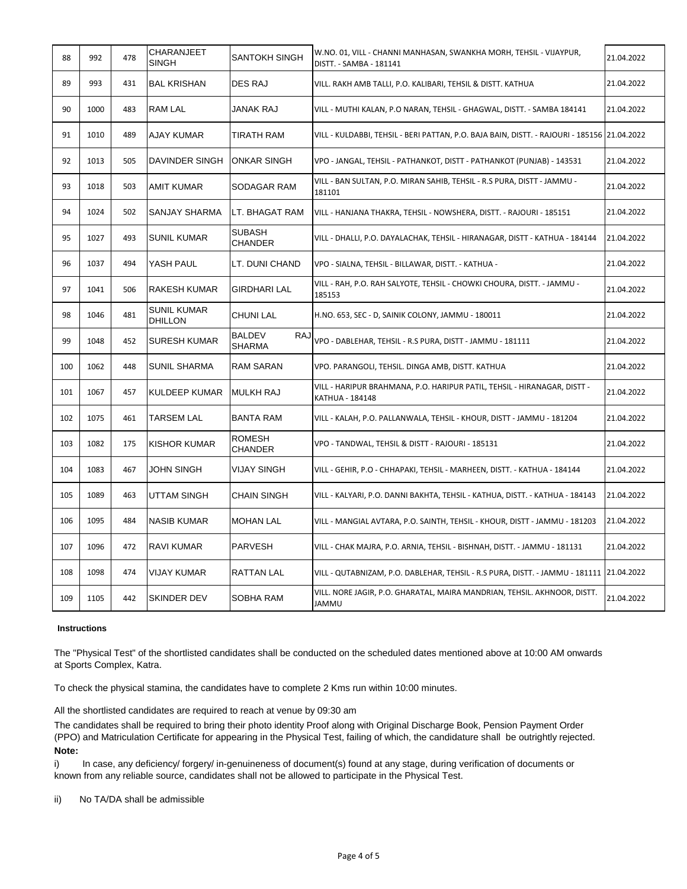| 88 | 992 | 478 | CHARANJEET SINGH | SANTOKH SINGH | W.NO. 01, VILL - CHANNI MANHASAN, SWANKHA MORH, TEHSIL - VIJAYPUR, DISTT. - SAMBA - 181141 | 21.04.2022 |
|---|---|---|---|---|---|---|
| 89 | 993 | 431 | BAL KRISHAN | DES RAJ | VILL. RAKH AMB TALLI, P.O. KALIBARI, TEHSIL & DISTT. KATHUA | 21.04.2022 |
| 90 | 1000 | 483 | RAM LAL | JANAK RAJ | VILL - MUTHI KALAN, P.O NARAN, TEHSIL - GHAGWAL, DISTT. - SAMBA 184141 | 21.04.2022 |
| 91 | 1010 | 489 | AJAY KUMAR | TIRATH RAM | VILL - KULDABBI, TEHSIL - BERI PATTAN, P.O. BAJA BAIN, DISTT. - RAJOURI - 185156 | 21.04.2022 |
| 92 | 1013 | 505 | DAVINDER SINGH | ONKAR SINGH | VPO - JANGAL, TEHSIL - PATHANKOT, DISTT - PATHANKOT (PUNJAB) - 143531 | 21.04.2022 |
| 93 | 1018 | 503 | AMIT KUMAR | SODAGAR RAM | VILL - BAN SULTAN, P.O. MIRAN SAHIB, TEHSIL - R.S PURA, DISTT - JAMMU - 181101 | 21.04.2022 |
| 94 | 1024 | 502 | SANJAY SHARMA | LT. BHAGAT RAM | VILL - HANJANA THAKRA, TEHSIL - NOWSHERA, DISTT. - RAJOURI - 185151 | 21.04.2022 |
| 95 | 1027 | 493 | SUNIL KUMAR | SUBASH CHANDER | VILL - DHALLI, P.O. DAYALACHAK, TEHSIL - HIRANAGAR, DISTT - KATHUA - 184144 | 21.04.2022 |
| 96 | 1037 | 494 | YASH PAUL | LT. DUNI CHAND | VPO - SIALNA, TEHSIL - BILLAWAR, DISTT. - KATHUA - | 21.04.2022 |
| 97 | 1041 | 506 | RAKESH KUMAR | GIRDHARI LAL | VILL - RAH, P.O. RAH SALYOTE, TEHSIL - CHOWKI CHOURA, DISTT. - JAMMU - 185153 | 21.04.2022 |
| 98 | 1046 | 481 | SUNIL KUMAR DHILLON | CHUNI LAL | H.NO. 653, SEC - D, SAINIK COLONY, JAMMU - 180011 | 21.04.2022 |
| 99 | 1048 | 452 | SURESH KUMAR | BALDEV RAJ SHARMA | VPO - DABLEHAR, TEHSIL - R.S PURA, DISTT - JAMMU - 181111 | 21.04.2022 |
| 100 | 1062 | 448 | SUNIL SHARMA | RAM SARAN | VPO. PARANGOLI, TEHSIL. DINGA AMB, DISTT. KATHUA | 21.04.2022 |
| 101 | 1067 | 457 | KULDEEP KUMAR | MULKH RAJ | VILL - HARIPUR BRAHMANA, P.O. HARIPUR PATIL, TEHSIL - HIRANAGAR, DISTT - KATHUA - 184148 | 21.04.2022 |
| 102 | 1075 | 461 | TARSEM LAL | BANTA RAM | VILL - KALAH, P.O. PALLANWALA, TEHSIL - KHOUR, DISTT - JAMMU - 181204 | 21.04.2022 |
| 103 | 1082 | 175 | KISHOR KUMAR | ROMESH CHANDER | VPO - TANDWAL, TEHSIL & DISTT - RAJOURI - 185131 | 21.04.2022 |
| 104 | 1083 | 467 | JOHN SINGH | VIJAY SINGH | VILL - GEHIR, P.O - CHHAPAKI, TEHSIL - MARHEEN, DISTT. - KATHUA - 184144 | 21.04.2022 |
| 105 | 1089 | 463 | UTTAM SINGH | CHAIN SINGH | VILL - KALYARI, P.O. DANNI BAKHTA, TEHSIL - KATHUA, DISTT. - KATHUA - 184143 | 21.04.2022 |
| 106 | 1095 | 484 | NASIB KUMAR | MOHAN LAL | VILL - MANGIAL AVTARA, P.O. SAINTH, TEHSIL - KHOUR, DISTT - JAMMU - 181203 | 21.04.2022 |
| 107 | 1096 | 472 | RAVI KUMAR | PARVESH | VILL - CHAK MAJRA, P.O. ARNIA, TEHSIL - BISHNAH, DISTT. - JAMMU - 181131 | 21.04.2022 |
| 108 | 1098 | 474 | VIJAY KUMAR | RATTAN LAL | VILL - QUTABNIZAM, P.O. DABLEHAR, TEHSIL - R.S PURA, DISTT. - JAMMU - 181111 | 21.04.2022 |
| 109 | 1105 | 442 | SKINDER DEV | SOBHA RAM | VILL. NORE JAGIR, P.O. GHARATAL, MAIRA MANDRIAN, TEHSIL. AKHNOOR, DISTT. JAMMU | 21.04.2022 |

**Instructions**

The "Physical Test" of the shortlisted candidates shall be conducted on the scheduled dates mentioned above at 10:00 AM onwards at Sports Complex, Katra.

To check the physical stamina, the candidates have to complete 2 Kms run within 10:00 minutes.

All the shortlisted candidates are required to reach at venue by 09:30 am

The candidates shall be required to bring their photo identity Proof along with Original Discharge Book, Pension Payment Order (PPO) and Matriculation Certificate for appearing in the Physical Test, failing of which, the candidature shall be outrightly rejected.

**Note:**

i) In case, any deficiency/ forgery/ in-genuineness of document(s) found at any stage, during verification of documents or known from any reliable source, candidates shall not be allowed to participate in the Physical Test.

ii) No TA/DA shall be admissible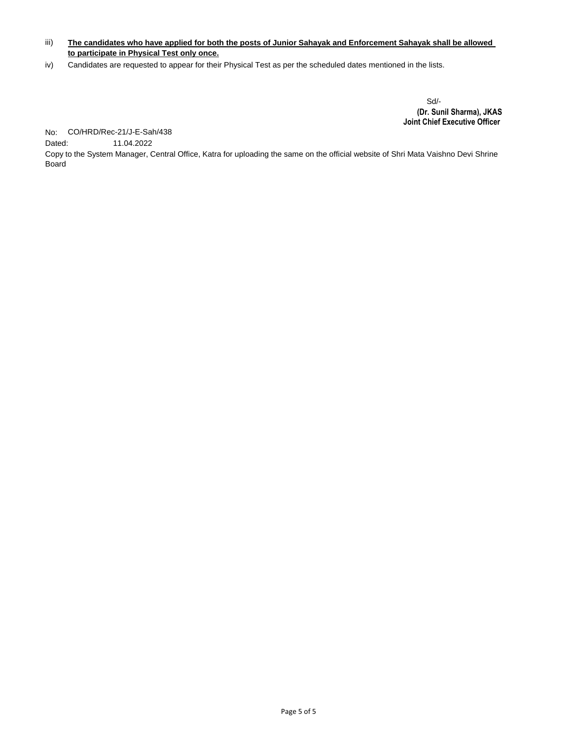iii) **<u>The candidates who have applied for both the posts of Junior Sahayak and Enforcement Sahayak shall be allowed to participate in Physical Test only once.</u>**

iv) Candidates are requested to appear for their Physical Test as per the scheduled dates mentioned in the lists.

Sd/-
**(Dr. Sunil Sharma), JKAS**
**Joint Chief Executive Officer**

No: CO/HRD/Rec-21/J-E-Sah/438
Dated: 11.04.2022

Copy to the System Manager, Central Office, Katra for uploading the same on the official website of Shri Mata Vaishno Devi Shrine Board